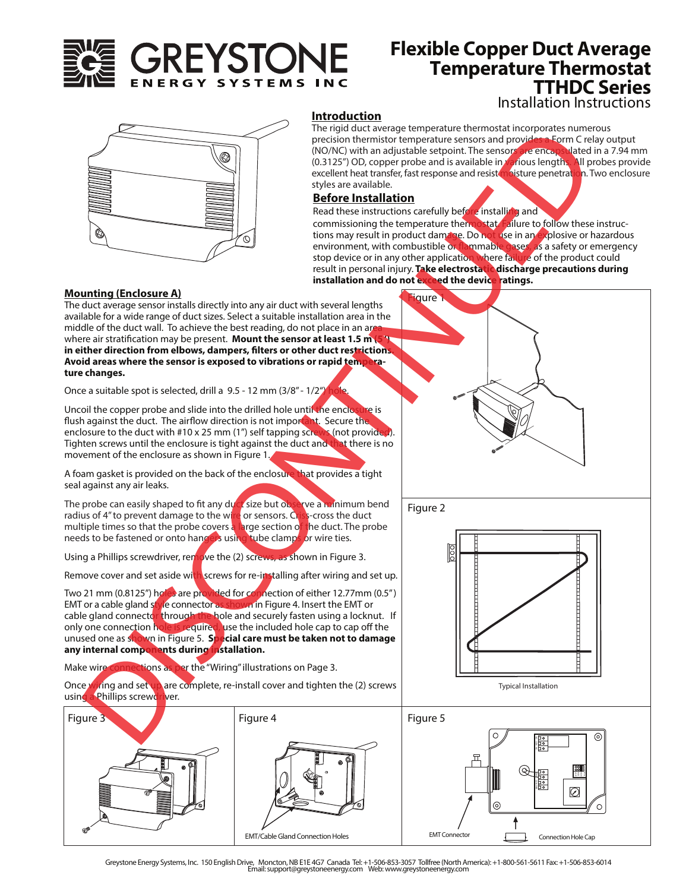# Flexible Copper Duct Average Temperature Thermostat TTHDC Series

Installation Instructions

## Introduction

The rigid duct average temperature thermostat incorporates numerous precision thermistor temperature sensors and provides a Form C relay output (NO/NC) with an adjustable setpoint. The sensors are encapsulated in a 7.94 mm (0.3125") OD, copper probe and is available in various lengths. All probes provide excellent heat transfer, fast response and resist moisture penetration. Two enclosure styles are available.

## Before Installation

Read these instructions carefully before installing and commissioning the temperature thermostat. Failure to follow these instructions may result in product damage. Do not use in an explosive or hazardous environment, with combustible or flammable gases, as a safety or emergency stop device or in any other application where failure of the product could result in personal injury. **Take electrostatic discharge precautions during installation and do not exceed the device ratings.**

## Mounting (Enclosure A)

The duct average sensor installs directly into any air duct with several lengths available for a wide range of duct sizes. Select a suitable installation area in the middle of the duct wall. To achieve the best reading, do not place in an area where air stratification may be present. **Mount the sensor at least 1.5 m (5') in either direction from elbows, dampers, filters or other duct restrictions. Avoid areas where the sensor is exposed to vibrations or rapid temperature changes.**

Once a suitable spot is selected, drill a 9.5 - 12 mm (3/8" - 1/2") hole.

Uncoil the copper probe and slide into the drilled hole until the enclosure is flush against the duct. The airflow direction is not important. Secure the enclosure to the duct with #10 x 25 mm (1") self tapping screws (not provided). Tighten screws until the enclosure is tight against the duct and that there is no movement of the enclosure as shown in Figure 1.

A foam gasket is provided on the back of the enclosure that provides a tight seal against any air leaks.

The probe can easily shaped to fit any duct size but observe a minimum bend radius of 4" to prevent damage to the wire or sensors. Criss-cross the duct multiple times so that the probe covers a large section of the duct. The probe needs to be fastened or onto hangers using tube clamps or wire ties.

Using a Phillips screwdriver, remove the (2) screws, as shown in Figure 3.

Remove cover and set aside with screws for re-installing after wiring and set up.

Two 21 mm (0.8125") holes are provided for connection of either 12.77mm (0.5") EMT or a cable gland style connector as shown in Figure 4. Insert the EMT or cable gland connector through the hole and securely fasten using a locknut. If only one connection hole is required, use the included hole cap to cap off the unused one as shown in Figure 5. **Special care must be taken not to damage any internal components during installation.**

Make wire connections as per the "Wiring" illustrations on Page 3.

Once wiring and set up are complete, re-install cover and tighten the (2) screws using a Phillips screwdriver.

Figure 1

Figure 2

Typical Installation

Figure 3

Figure 4

EMT/Cable Gland Connection Holes

Figure 5

EMT Connector

Connection Hole Cap

DISCONTINUED

Greystone Energy Systems, Inc. 150 English Drive, Moncton, NB E1E 4G7 Canada Tel: +1-506-853-3057 Tollfree (North America): +1-800-561-5611 Fax: +1-506-853-6014
Email: support@greystoneenergy.com Web: www.greystoneenergy.com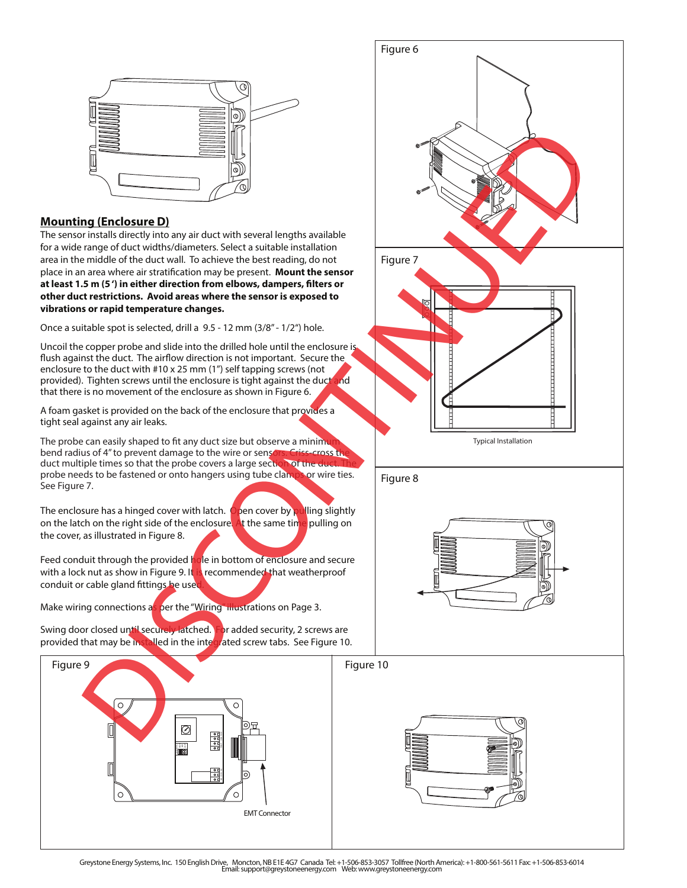## Mounting (Enclosure D)

The sensor installs directly into any air duct with several lengths available for a wide range of duct widths/diameters. Select a suitable installation area in the middle of the duct wall. To achieve the best reading, do not place in an area where air stratification may be present. **Mount the sensor at least 1.5 m (5 ') in either direction from elbows, dampers, filters or other duct restrictions. Avoid areas where the sensor is exposed to vibrations or rapid temperature changes.**

Once a suitable spot is selected, drill a 9.5 - 12 mm (3/8" - 1/2") hole.

Uncoil the copper probe and slide into the drilled hole until the enclosure is flush against the duct. The airflow direction is not important. Secure the enclosure to the duct with #10 x 25 mm (1") self tapping screws (not provided). Tighten screws until the enclosure is tight against the duct and that there is no movement of the enclosure as shown in Figure 6.

A foam gasket is provided on the back of the enclosure that provides a tight seal against any air leaks.

The probe can easily shaped to fit any duct size but observe a minimum bend radius of 4" to prevent damage to the wire or sensors. Criss-cross the duct multiple times so that the probe covers a large section of the duct. The probe needs to be fastened or onto hangers using tube clamps or wire ties. See Figure 7.

The enclosure has a hinged cover with latch. Open cover by pulling slightly on the latch on the right side of the enclosure. At the same time pulling on the cover, as illustrated in Figure 8.

Feed conduit through the provided hole in bottom of enclosure and secure with a lock nut as show in Figure 9. It is recommended that weatherproof conduit or cable gland fittings be used.

Make wiring connections as per the "Wiring" illustrations on Page 3.

Swing door closed until securely latched. For added security, 2 screws are provided that may be installed in the integrated screw tabs. See Figure 10.

Figure 6

Figure 7

Typical Installation

Figure 8

Figure 9

EMT Connector

Figure 10

DISCONTINUED

Greystone Energy Systems, Inc. 150 English Drive, Moncton, NB E1E 4G7 Canada Tel: +1-506-853-3057 Tollfree (North America): +1-800-561-5611 Fax: +1-506-853-6014
Email: support@greystoneenergy.com Web: www.greystoneenergy.com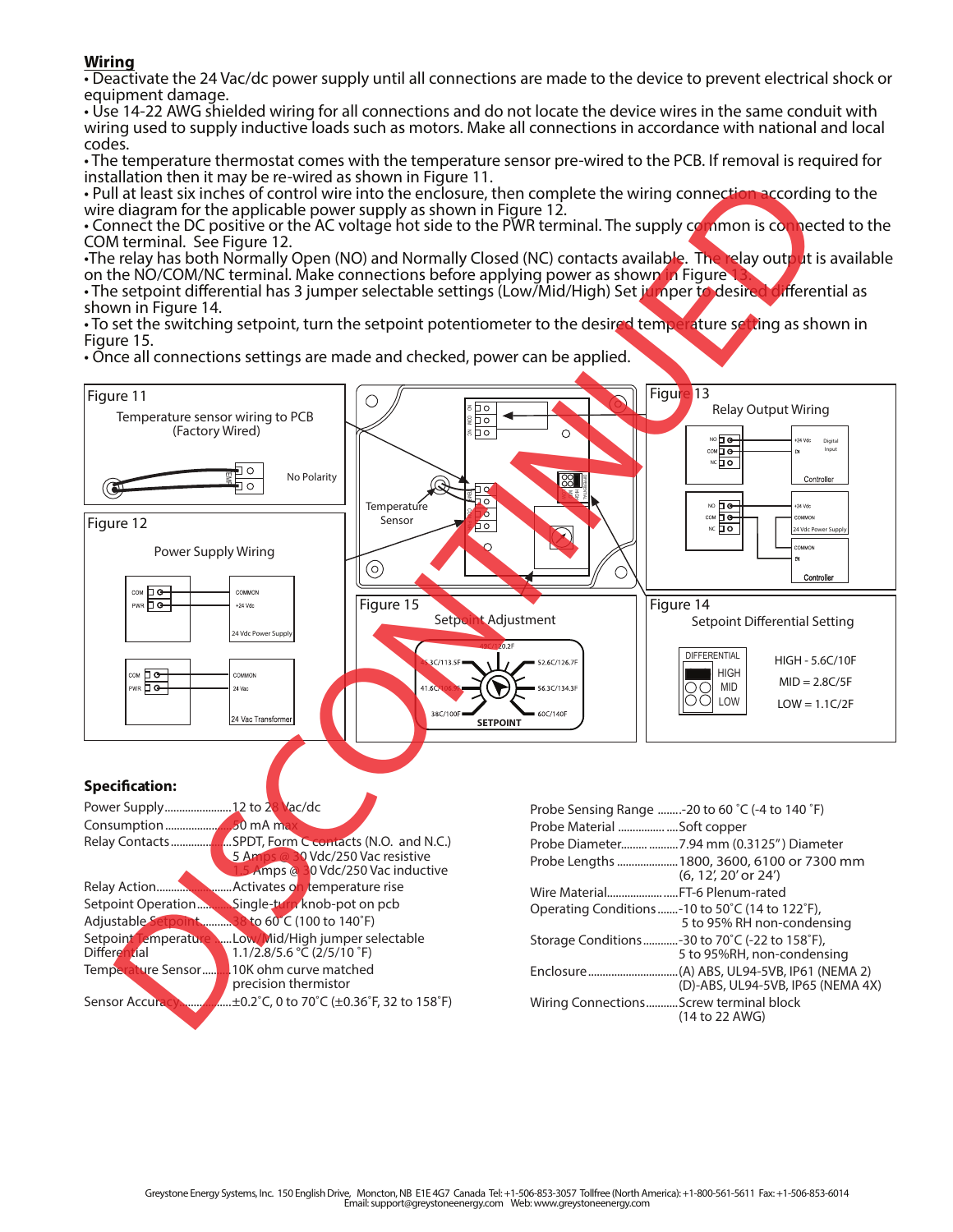## Wiring

- Deactivate the 24 Vac/dc power supply until all connections are made to the device to prevent electrical shock or equipment damage.
- Use 14-22 AWG shielded wiring for all connections and do not locate the device wires in the same conduit with wiring used to supply inductive loads such as motors. Make all connections in accordance with national and local codes.
- The temperature thermostat comes with the temperature sensor pre-wired to the PCB. If removal is required for installation then it may be re-wired as shown in Figure 11.
- Pull at least six inches of control wire into the enclosure, then complete the wiring connection according to the wire diagram for the applicable power supply as shown in Figure 12.
- Connect the DC positive or the AC voltage hot side to the PWR terminal. The supply common is connected to the COM terminal. See Figure 12.
- The relay has both Normally Open (NO) and Normally Closed (NC) contacts available. The relay output is available on the NO/COM/NC terminal. Make connections before applying power as shown in Figure 13.
- The setpoint differential has 3 jumper selectable settings (Low/Mid/High) Set jumper to desired differential as shown in Figure 14.
- To set the switching setpoint, turn the setpoint potentiometer to the desired temperature setting as shown in Figure 15.
- Once all connections settings are made and checked, power can be applied.

Figure 11 Temperature sensor wiring to PCB (Factory Wired) — No Polarity

Figure 12 Power Supply Wiring — COM / PWR to COMMON / +24 Vdc (24 Vdc Power Supply); COM / PWR to COMMON / 24 Vac (24 Vac Transformer)

Figure 13 Relay Output Wiring — NO / COM / NC to +24 Vdc / IN Digital Input (Controller); NO / COM / NC to +24 Vdc / COMMON (24 Vdc Power Supply), COMMON / IN (Controller)

Figure 14 Setpoint Differential Setting — DIFFERENTIAL HIGH / MID / LOW

- HIGH - 5.6C/10F
- MID = 2.8C/5F
- LOW = 1.1C/2F

Figure 15 Setpoint Adjustment — 38C/100F, 41.6C/106.9F, 45.3C/113.5F, 49C/120.2F, 52.6C/126.7F, 56.3C/134.3F, 60C/140F, SETPOINT

Temperature Sensor

DISCONTINUED

## Specification:

| | |
|---|---|
| Power Supply | 12 to 28 Vac/dc |
| Consumption | 50 mA max |
| Relay Contacts | SPDT, Form C contacts (N.O. and N.C.) 5 Amps @ 30 Vdc/250 Vac resistive 1.5 Amps @ 30 Vdc/250 Vac inductive |
| Relay Action | Activates on temperature rise |
| Setpoint Operation | Single-turn knob-pot on pcb |
| Adjustable Setpoint | 38 to 60˚C (100 to 140˚F) |
| Setpoint Temperature Differential | Low/Mid/High jumper selectable 1.1/2.8/5.6 ˚C (2/5/10 ˚F) |
| Temperature Sensor | 10K ohm curve matched precision thermistor |
| Sensor Accuracy | ±0.2˚C, 0 to 70˚C (±0.36˚F, 32 to 158˚F) |
| Probe Sensing Range | -20 to 60 ˚C (-4 to 140 ˚F) |
| Probe Material | Soft copper |
| Probe Diameter | 7.94 mm (0.3125") Diameter |
| Probe Lengths | 1800, 3600, 6100 or 7300 mm (6, 12', 20' or 24') |
| Wire Material | FT-6 Plenum-rated |
| Operating Conditions | -10 to 50˚C (14 to 122˚F), 5 to 95% RH non-condensing |
| Storage Conditions | -30 to 70˚C (-22 to 158˚F), 5 to 95%RH, non-condensing |
| Enclosure | (A) ABS, UL94-5VB, IP61 (NEMA 2) (D)-ABS, UL94-5VB, IP65 (NEMA 4X) |
| Wiring Connections | Screw terminal block (14 to 22 AWG) |

Greystone Energy Systems, Inc. 150 English Drive, Moncton, NB E1E 4G7 Canada Tel: +1-506-853-3057 Tollfree (North America): +1-800-561-5611 Fax: +1-506-853-6014 Email: support@greystoneenergy.com Web: www.greystoneenergy.com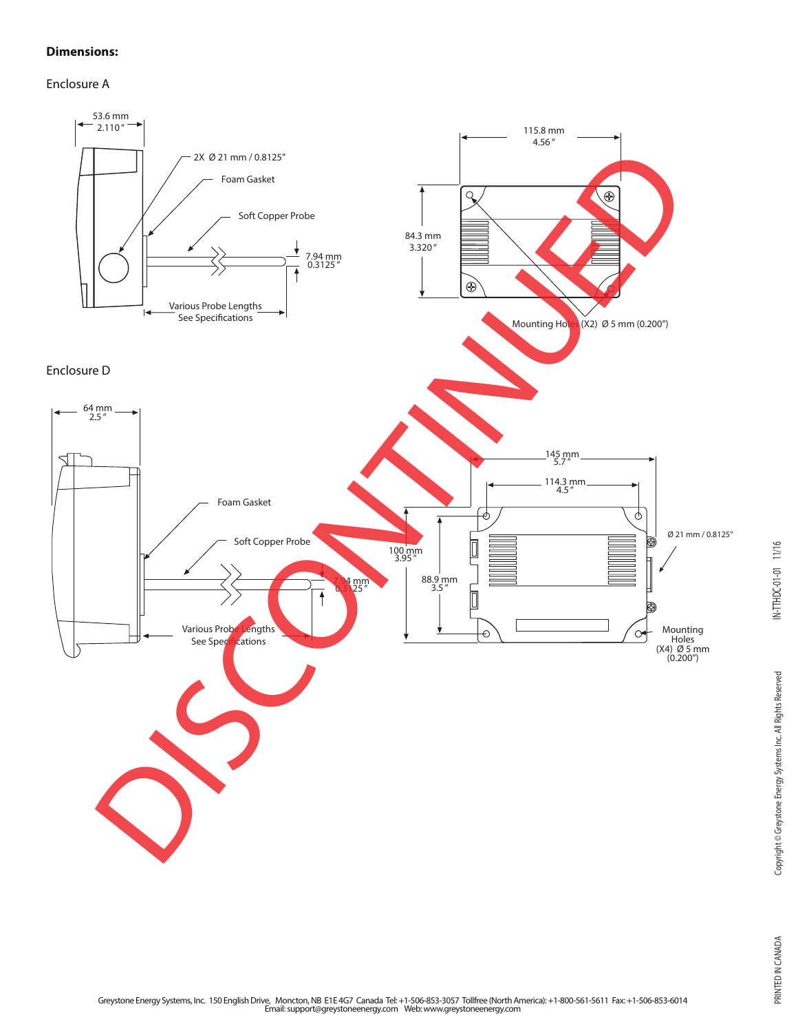**Dimensions:**

Enclosure A

53.6 mm
2.110″

2X Ø 21 mm / 0.8125″

Foam Gasket

Soft Copper Probe

7.94 mm
0.3125″

Various Probe Lengths
See Specifications

115.8 mm
4.56″

84.3 mm
3.320″

Mounting Holes (X2) Ø 5 mm (0.200″)

Enclosure D

64 mm
2.5″

Foam Gasket

Soft Copper Probe

7.94 mm
0.3125″

Various Probe Lengths
See Specifications

145 mm
5.7″

114.3 mm
4.5″

Ø 21 mm / 0.8125″

100 mm
3.95″

88.9 mm
3.5″

Mounting
Holes
(X4) Ø 5 mm
(0.200″)

DISCONTINUED

IN-TTHDC-01-01 11/16

Copyright © Greystone Energy Systems Inc. All Rights Reserved

PRINTED IN CANADA

Greystone Energy Systems, Inc. 150 English Drive, Moncton, NB E1E 4G7 Canada Tel: +1-506-853-3057 Tollfree (North America): +1-800-561-5611 Fax: +1-506-853-6014
Email: support@greystoneenergy.com Web: www.greystoneenergy.com